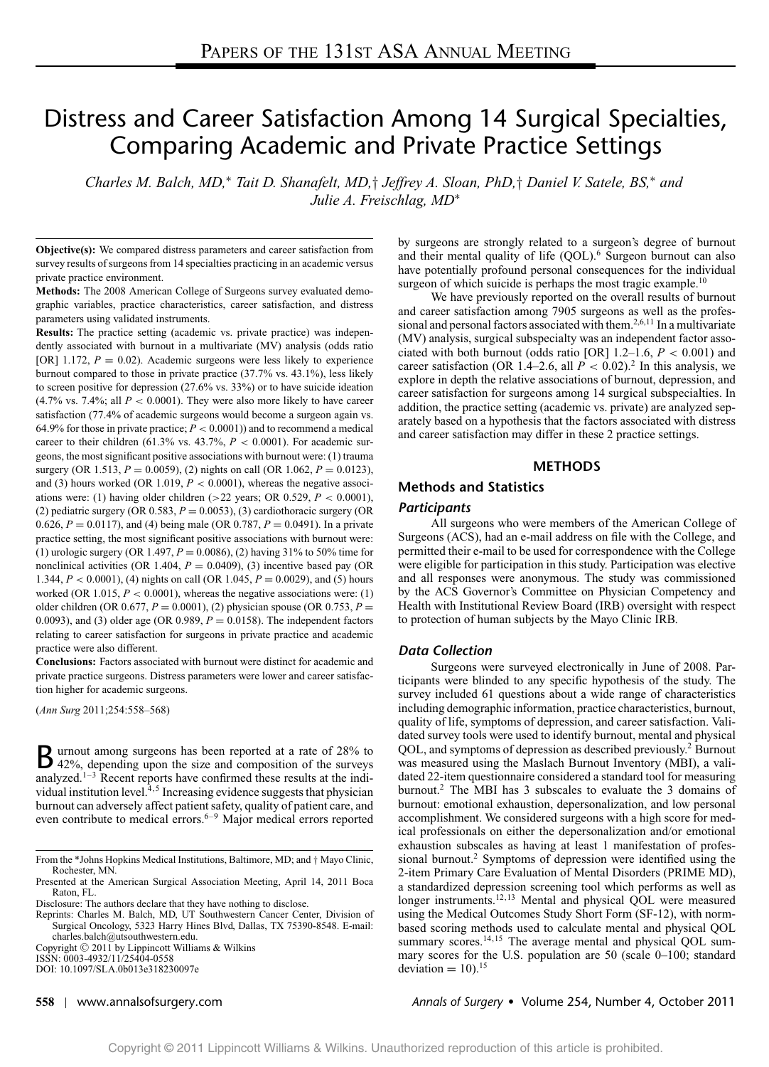# Distress and Career Satisfaction Among 14 Surgical Specialties, Comparing Academic and Private Practice Settings

*Charles M. Balch, MD,\* Tait D. Shanafelt, MD,† Jeffrey A. Sloan, PhD,† Daniel V. Satele, BS,\* and Julie A. Freischlag, MD\**

**Objective(s):** We compared distress parameters and career satisfaction from survey results of surgeons from 14 specialties practicing in an academic versus private practice environment.

**Methods:** The 2008 American College of Surgeons survey evaluated demographic variables, practice characteristics, career satisfaction, and distress parameters using validated instruments.

**Results:** The practice setting (academic vs. private practice) was independently associated with burnout in a multivariate (MV) analysis (odds ratio [OR] 1.172, $P = 0.02$). Academic surgeons were less likely to experience burnout compared to those in private practice (37.7% vs. 43.1%), less likely to screen positive for depression (27.6% vs. 33%) or to have suicide ideation (4.7% vs. 7.4%; all $P < 0.0001$). They were also more likely to have career satisfaction (77.4% of academic surgeons would become a surgeon again vs. 64.9% for those in private practice; $P < 0.0001$)) and to recommend a medical career to their children (61.3% vs. 43.7%, $P < 0.0001$). For academic surgeons, the most significant positive associations with burnout were: (1) trauma surgery (OR 1.513, $P = 0.0059$), (2) nights on call (OR 1.062, $P = 0.0123$), and (3) hours worked (OR 1.019, $P < 0.0001$), whereas the negative associations were: (1) having older children (>22 years; OR 0.529, $P < 0.0001$), (2) pediatric surgery (OR 0.583, $P = 0.0053$), (3) cardiothoracic surgery (OR 0.626, $P = 0.0117$), and (4) being male (OR 0.787, $P = 0.0491$). In a private practice setting, the most significant positive associations with burnout were: (1) urologic surgery (OR 1.497, $P = 0.0086$), (2) having 31% to 50% time for nonclinical activities (OR 1.404, $P = 0.0409$), (3) incentive based pay (OR 1.344, $P < 0.0001$), (4) nights on call (OR 1.045, $P = 0.0029$), and (5) hours worked (OR 1.015, $P < 0.0001$), whereas the negative associations were: (1) older children (OR 0.677, $P = 0.0001$), (2) physician spouse (OR 0.753, $P = 0.0093$), and (3) older age (OR 0.989, $P = 0.0158$). The independent factors relating to career satisfaction for surgeons in private practice and academic practice were also different.

**Conclusions:** Factors associated with burnout were distinct for academic and private practice surgeons. Distress parameters were lower and career satisfaction higher for academic surgeons.

(*Ann Surg* 2011;254:558–568)

Burnout among surgeons has been reported at a rate of 28% to 42%, depending upon the size and composition of the surveys analyzed.[1–3] Recent reports have confirmed these results at the individual institution level.[4,5] Increasing evidence suggests that physician burnout can adversely affect patient safety, quality of patient care, and even contribute to medical errors.[6–9] Major medical errors reported by surgeons are strongly related to a surgeon's degree of burnout and their mental quality of life (QOL).[6] Surgeon burnout can also have potentially profound personal consequences for the individual surgeon of which suicide is perhaps the most tragic example.[10]

We have previously reported on the overall results of burnout and career satisfaction among 7905 surgeons as well as the professional and personal factors associated with them.[2,6,11] In a multivariate (MV) analysis, surgical subspecialty was an independent factor associated with both burnout (odds ratio [OR] 1.2–1.6, $P < 0.001$) and career satisfaction (OR 1.4–2.6, all $P < 0.02$).[2] In this analysis, we explore in depth the relative associations of burnout, depression, and career satisfaction for surgeons among 14 surgical subspecialties. In addition, the practice setting (academic vs. private) are analyzed separately based on a hypothesis that the factors associated with distress and career satisfaction may differ in these 2 practice settings.

From the \*Johns Hopkins Medical Institutions, Baltimore, MD; and † Mayo Clinic, Rochester, MN.

Presented at the American Surgical Association Meeting, April 14, 2011 Boca Raton, FL.

Disclosure: The authors declare that they have nothing to disclose.

Reprints: Charles M. Balch, MD, UT Southwestern Cancer Center, Division of Surgical Oncology, 5323 Harry Hines Blvd, Dallas, TX 75390-8548. E-mail: charles.balch@utsouthwestern.edu.

Copyright © 2011 by Lippincott Williams & Wilkins

ISSN: 0003-4932/11/25404-0558

DOI: 10.1097/SLA.0b013e318230097e

## METHODS

### Methods and Statistics

#### Participants

All surgeons who were members of the American College of Surgeons (ACS), had an e-mail address on file with the College, and permitted their e-mail to be used for correspondence with the College were eligible for participation in this study. Participation was elective and all responses were anonymous. The study was commissioned by the ACS Governor's Committee on Physician Competency and Health with Institutional Review Board (IRB) oversight with respect to protection of human subjects by the Mayo Clinic IRB.

#### Data Collection

Surgeons were surveyed electronically in June of 2008. Participants were blinded to any specific hypothesis of the study. The survey included 61 questions about a wide range of characteristics including demographic information, practice characteristics, burnout, quality of life, symptoms of depression, and career satisfaction. Validated survey tools were used to identify burnout, mental and physical QOL, and symptoms of depression as described previously.[2] Burnout was measured using the Maslach Burnout Inventory (MBI), a validated 22-item questionnaire considered a standard tool for measuring burnout.[2] The MBI has 3 subscales to evaluate the 3 domains of burnout: emotional exhaustion, depersonalization, and low personal accomplishment. We considered surgeons with a high score for medical professionals on either the depersonalization and/or emotional exhaustion subscales as having at least 1 manifestation of professional burnout.[2] Symptoms of depression were identified using the 2-item Primary Care Evaluation of Mental Disorders (PRIME MD), a standardized depression screening tool which performs as well as longer instruments.[12,13] Mental and physical QOL were measured using the Medical Outcomes Study Short Form (SF-12), with norm-based scoring methods used to calculate mental and physical QOL summary scores.[14,15] The average mental and physical QOL summary scores for the U.S. population are 50 (scale 0–100; standard deviation = 10).[15]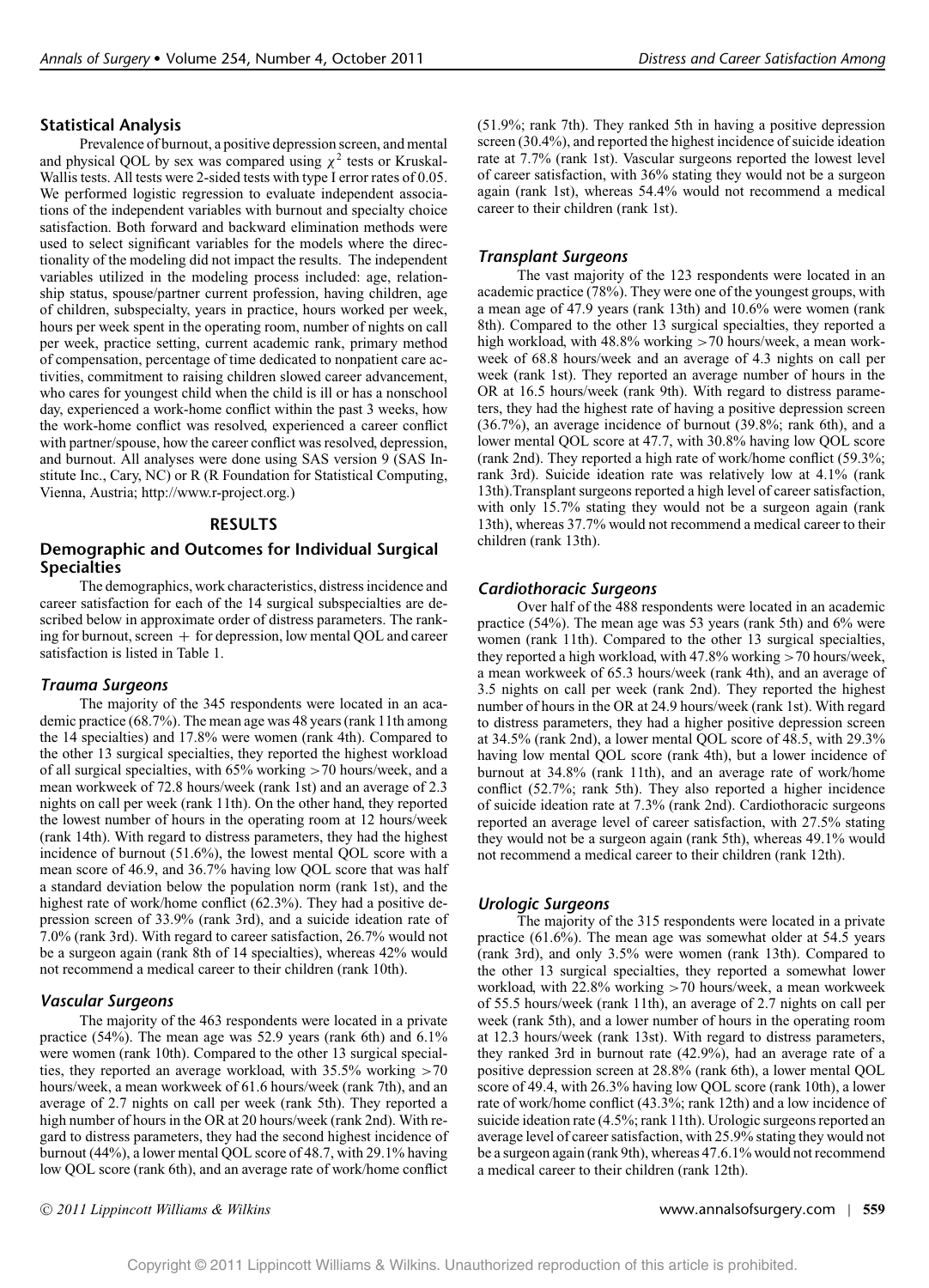## Statistical Analysis

Prevalence of burnout, a positive depression screen, and mental and physical QOL by sex was compared using $\chi^2$ tests or Kruskal-Wallis tests. All tests were 2-sided tests with type I error rates of 0.05. We performed logistic regression to evaluate independent associations of the independent variables with burnout and specialty choice satisfaction. Both forward and backward elimination methods were used to select significant variables for the models where the directionality of the modeling did not impact the results. The independent variables utilized in the modeling process included: age, relationship status, spouse/partner current profession, having children, age of children, subspecialty, years in practice, hours worked per week, hours per week spent in the operating room, number of nights on call per week, practice setting, current academic rank, primary method of compensation, percentage of time dedicated to nonpatient care activities, commitment to raising children slowed career advancement, who cares for youngest child when the child is ill or has a nonschool day, experienced a work-home conflict within the past 3 weeks, how the work-home conflict was resolved, experienced a career conflict with partner/spouse, how the career conflict was resolved, depression, and burnout. All analyses were done using SAS version 9 (SAS Institute Inc., Cary, NC) or R (R Foundation for Statistical Computing, Vienna, Austria; http://www.r-project.org.)

# RESULTS

## Demographic and Outcomes for Individual Surgical Specialties

The demographics, work characteristics, distress incidence and career satisfaction for each of the 14 surgical subspecialties are described below in approximate order of distress parameters. The ranking for burnout, screen + for depression, low mental QOL and career satisfaction is listed in Table 1.

### *Trauma Surgeons*

The majority of the 345 respondents were located in an academic practice (68.7%). The mean age was 48 years (rank 11th among the 14 specialties) and 17.8% were women (rank 4th). Compared to the other 13 surgical specialties, they reported the highest workload of all surgical specialties, with 65% working >70 hours/week, and a mean workweek of 72.8 hours/week (rank 1st) and an average of 2.3 nights on call per week (rank 11th). On the other hand, they reported the lowest number of hours in the operating room at 12 hours/week (rank 14th). With regard to distress parameters, they had the highest incidence of burnout (51.6%), the lowest mental QOL score with a mean score of 46.9, and 36.7% having low QOL score that was half a standard deviation below the population norm (rank 1st), and the highest rate of work/home conflict (62.3%). They had a positive depression screen of 33.9% (rank 3rd), and a suicide ideation rate of 7.0% (rank 3rd). With regard to career satisfaction, 26.7% would not be a surgeon again (rank 8th of 14 specialties), whereas 42% would not recommend a medical career to their children (rank 10th).

### *Vascular Surgeons*

The majority of the 463 respondents were located in a private practice (54%). The mean age was 52.9 years (rank 6th) and 6.1% were women (rank 10th). Compared to the other 13 surgical specialties, they reported an average workload, with 35.5% working >70 hours/week, a mean workweek of 61.6 hours/week (rank 7th), and an average of 2.7 nights on call per week (rank 5th). They reported a high number of hours in the OR at 20 hours/week (rank 2nd). With regard to distress parameters, they had the second highest incidence of burnout (44%), a lower mental QOL score of 48.7, with 29.1% having low QOL score (rank 6th), and an average rate of work/home conflict (51.9%; rank 7th). They ranked 5th in having a positive depression screen (30.4%), and reported the highest incidence of suicide ideation rate at 7.7% (rank 1st). Vascular surgeons reported the lowest level of career satisfaction, with 36% stating they would not be a surgeon again (rank 1st), whereas 54.4% would not recommend a medical career to their children (rank 1st).

### *Transplant Surgeons*

The vast majority of the 123 respondents were located in an academic practice (78%). They were one of the youngest groups, with a mean age of 47.9 years (rank 13th) and 10.6% were women (rank 8th). Compared to the other 13 surgical specialties, they reported a high workload, with 48.8% working >70 hours/week, a mean workweek of 68.8 hours/week and an average of 4.3 nights on call per week (rank 1st). They reported an average number of hours in the OR at 16.5 hours/week (rank 9th). With regard to distress parameters, they had the highest rate of having a positive depression screen (36.7%), an average incidence of burnout (39.8%; rank 6th), and a lower mental QOL score at 47.7, with 30.8% having low QOL score (rank 2nd). They reported a high rate of work/home conflict (59.3%; rank 3rd). Suicide ideation rate was relatively low at 4.1% (rank 13th). Transplant surgeons reported a high level of career satisfaction, with only 15.7% stating they would not be a surgeon again (rank 13th), whereas 37.7% would not recommend a medical career to their children (rank 13th).

### *Cardiothoracic Surgeons*

Over half of the 488 respondents were located in an academic practice (54%). The mean age was 53 years (rank 5th) and 6% were women (rank 11th). Compared to the other 13 surgical specialties, they reported a high workload, with 47.8% working >70 hours/week, a mean workweek of 65.3 hours/week (rank 4th), and an average of 3.5 nights on call per week (rank 2nd). They reported the highest number of hours in the OR at 24.9 hours/week (rank 1st). With regard to distress parameters, they had a higher positive depression screen at 34.5% (rank 2nd), a lower mental QOL score of 48.5, with 29.3% having low mental QOL score (rank 4th), but a lower incidence of burnout at 34.8% (rank 11th), and an average rate of work/home conflict (52.7%; rank 5th). They also reported a higher incidence of suicide ideation rate at 7.3% (rank 2nd). Cardiothoracic surgeons reported an average level of career satisfaction, with 27.5% stating they would not be a surgeon again (rank 5th), whereas 49.1% would not recommend a medical career to their children (rank 12th).

### *Urologic Surgeons*

The majority of the 315 respondents were located in a private practice (61.6%). The mean age was somewhat older at 54.5 years (rank 3rd), and only 3.5% were women (rank 13th). Compared to the other 13 surgical specialties, they reported a somewhat lower workload, with 22.8% working >70 hours/week, a mean workweek of 55.5 hours/week (rank 11th), an average of 2.7 nights on call per week (rank 5th), and a lower number of hours in the operating room at 12.3 hours/week (rank 13st). With regard to distress parameters, they ranked 3rd in burnout rate (42.9%), had an average rate of a positive depression screen at 28.8% (rank 6th), a lower mental QOL score of 49.4, with 26.3% having low QOL score (rank 10th), a lower rate of work/home conflict (43.3%; rank 12th) and a low incidence of suicide ideation rate (4.5%; rank 11th). Urologic surgeons reported an average level of career satisfaction, with 25.9% stating they would not be a surgeon again (rank 9th), whereas 47.6.1% would not recommend a medical career to their children (rank 12th).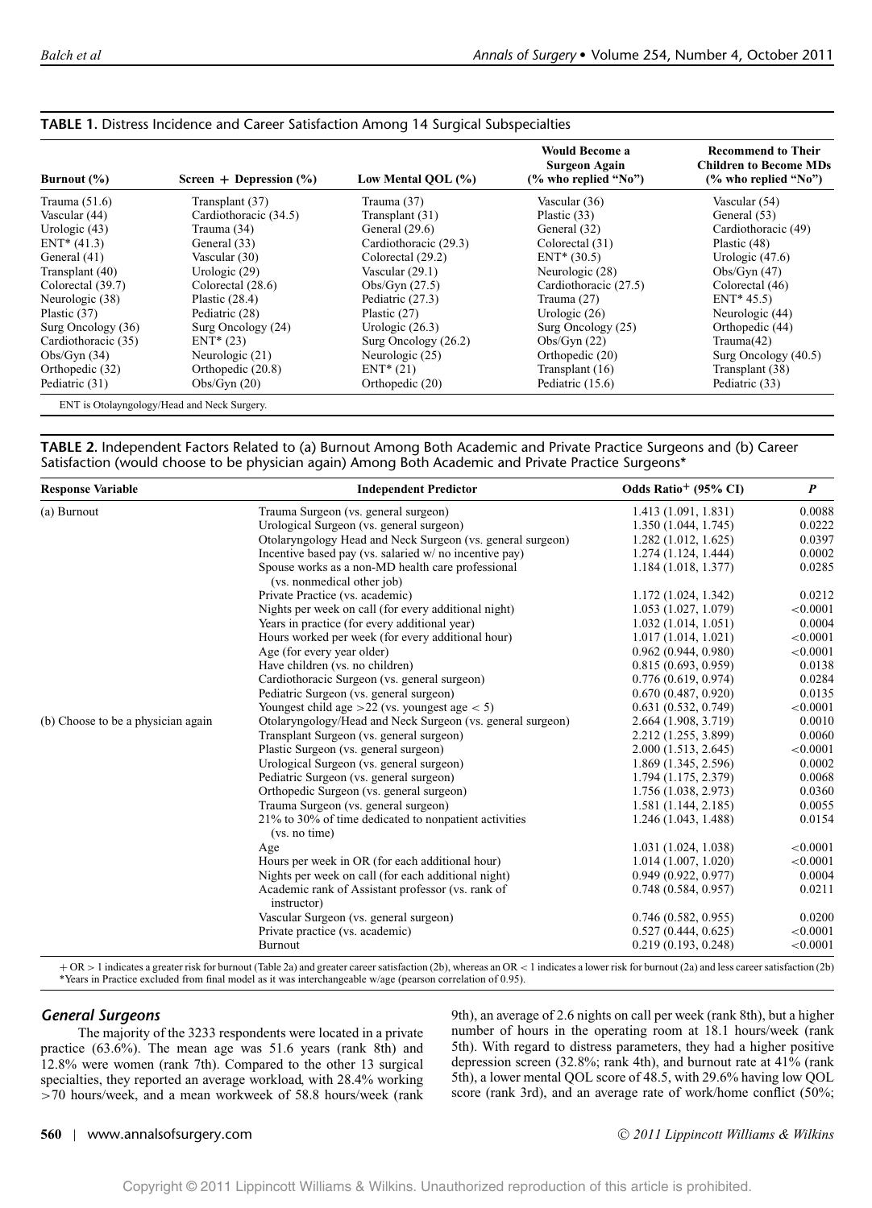**TABLE 1.** Distress Incidence and Career Satisfaction Among 14 Surgical Subspecialties

| Burnout (%) | Screen + Depression (%) | Low Mental QOL (%) | Would Become a Surgeon Again (% who replied "No") | Recommend to Their Children to Become MDs (% who replied "No") |
|---|---|---|---|---|
| Trauma (51.6) | Transplant (37) | Trauma (37) | Vascular (36) | Vascular (54) |
| Vascular (44) | Cardiothoracic (34.5) | Transplant (31) | Plastic (33) | General (53) |
| Urologic (43) | Trauma (34) | General (29.6) | General (32) | Cardiothoracic (49) |
| ENT* (41.3) | General (33) | Cardiothoracic (29.3) | Colorectal (31) | Plastic (48) |
| General (41) | Vascular (30) | Colorectal (29.2) | ENT* (30.5) | Urologic (47.6) |
| Transplant (40) | Urologic (29) | Vascular (29.1) | Neurologic (28) | Obs/Gyn (47) |
| Colorectal (39.7) | Colorectal (28.6) | Obs/Gyn (27.5) | Cardiothoracic (27.5) | Colorectal (46) |
| Neurologic (38) | Plastic (28.4) | Pediatric (27.3) | Trauma (27) | ENT* 45.5) |
| Plastic (37) | Pediatric (28) | Plastic (27) | Urologic (26) | Neurologic (44) |
| Surg Oncology (36) | Surg Oncology (24) | Urologic (26.3) | Surg Oncology (25) | Orthopedic (44) |
| Cardiothoracic (35) | ENT* (23) | Surg Oncology (26.2) | Obs/Gyn (22) | Trauma(42) |
| Obs/Gyn (34) | Neurologic (21) | Neurologic (25) | Orthopedic (20) | Surg Oncology (40.5) |
| Orthopedic (32) | Orthopedic (20.8) | ENT* (21) | Transplant (16) | Transplant (38) |
| Pediatric (31) | Obs/Gyn (20) | Orthopedic (20) | Pediatric (15.6) | Pediatric (33) |

ENT is Otolayngology/Head and Neck Surgery.

**TABLE 2.** Independent Factors Related to (a) Burnout Among Both Academic and Private Practice Surgeons and (b) Career Satisfaction (would choose to be physician again) Among Both Academic and Private Practice Surgeons*

| Response Variable | Independent Predictor | Odds Ratio+ (95% CI) | P |
|---|---|---|---|
| (a) Burnout | Trauma Surgeon (vs. general surgeon) | 1.413 (1.091, 1.831) | 0.0088 |
| | Urological Surgeon (vs. general surgeon) | 1.350 (1.044, 1.745) | 0.0222 |
| | Otolaryngology Head and Neck Surgeon (vs. general surgeon) | 1.282 (1.012, 1.625) | 0.0397 |
| | Incentive based pay (vs. salaried w/ no incentive pay) | 1.274 (1.124, 1.444) | 0.0002 |
| | Spouse works as a non-MD health care professional (vs. nonmedical other job) | 1.184 (1.018, 1.377) | 0.0285 |
| | Private Practice (vs. academic) | 1.172 (1.024, 1.342) | 0.0212 |
| | Nights per week on call (for every additional night) | 1.053 (1.027, 1.079) | <0.0001 |
| | Years in practice (for every additional year) | 1.032 (1.014, 1.051) | 0.0004 |
| | Hours worked per week (for every additional hour) | 1.017 (1.014, 1.021) | <0.0001 |
| | Age (for every year older) | 0.962 (0.944, 0.980) | <0.0001 |
| | Have children (vs. no children) | 0.815 (0.693, 0.959) | 0.0138 |
| | Cardiothoracic Surgeon (vs. general surgeon) | 0.776 (0.619, 0.974) | 0.0284 |
| | Pediatric Surgeon (vs. general surgeon) | 0.670 (0.487, 0.920) | 0.0135 |
| | Youngest child age >22 (vs. youngest age < 5) | 0.631 (0.532, 0.749) | <0.0001 |
| (b) Choose to be a physician again | Otolaryngology/Head and Neck Surgeon (vs. general surgeon) | 2.664 (1.908, 3.719) | 0.0010 |
| | Transplant Surgeon (vs. general surgeon) | 2.212 (1.255, 3.899) | 0.0060 |
| | Plastic Surgeon (vs. general surgeon) | 2.000 (1.513, 2.645) | <0.0001 |
| | Urological Surgeon (vs. general surgeon) | 1.869 (1.345, 2.596) | 0.0002 |
| | Pediatric Surgeon (vs. general surgeon) | 1.794 (1.175, 2.379) | 0.0068 |
| | Orthopedic Surgeon (vs. general surgeon) | 1.756 (1.038, 2.973) | 0.0360 |
| | Trauma Surgeon (vs. general surgeon) | 1.581 (1.144, 2.185) | 0.0055 |
| | 21% to 30% of time dedicated to nonpatient activities (vs. no time) | 1.246 (1.043, 1.488) | 0.0154 |
| | Age | 1.031 (1.024, 1.038) | <0.0001 |
| | Hours per week in OR (for each additional hour) | 1.014 (1.007, 1.020) | <0.0001 |
| | Nights per week on call (for each additional night) | 0.949 (0.922, 0.977) | 0.0004 |
| | Academic rank of Assistant professor (vs. rank of instructor) | 0.748 (0.584, 0.957) | 0.0211 |
| | Vascular Surgeon (vs. general surgeon) | 0.746 (0.582, 0.955) | 0.0200 |
| | Private practice (vs. academic) | 0.527 (0.444, 0.625) | <0.0001 |
| | Burnout | 0.219 (0.193, 0.248) | <0.0001 |

+ OR > 1 indicates a greater risk for burnout (Table 2a) and greater career satisfaction (2b), whereas an OR < 1 indicates a lower risk for burnout (2a) and less career satisfaction (2b)
*Years in Practice excluded from final model as it was interchangeable w/age (pearson correlation of 0.95).

### *General Surgeons*

The majority of the 3233 respondents were located in a private practice (63.6%). The mean age was 51.6 years (rank 8th) and 12.8% were women (rank 7th). Compared to the other 13 surgical specialties, they reported an average workload, with 28.4% working >70 hours/week, and a mean workweek of 58.8 hours/week (rank 9th), an average of 2.6 nights on call per week (rank 8th), but a higher number of hours in the operating room at 18.1 hours/week (rank 5th). With regard to distress parameters, they had a higher positive depression screen (32.8%; rank 4th), and burnout rate at 41% (rank 5th), a lower mental QOL score of 48.5, with 29.6% having low QOL score (rank 3rd), and an average rate of work/home conflict (50%;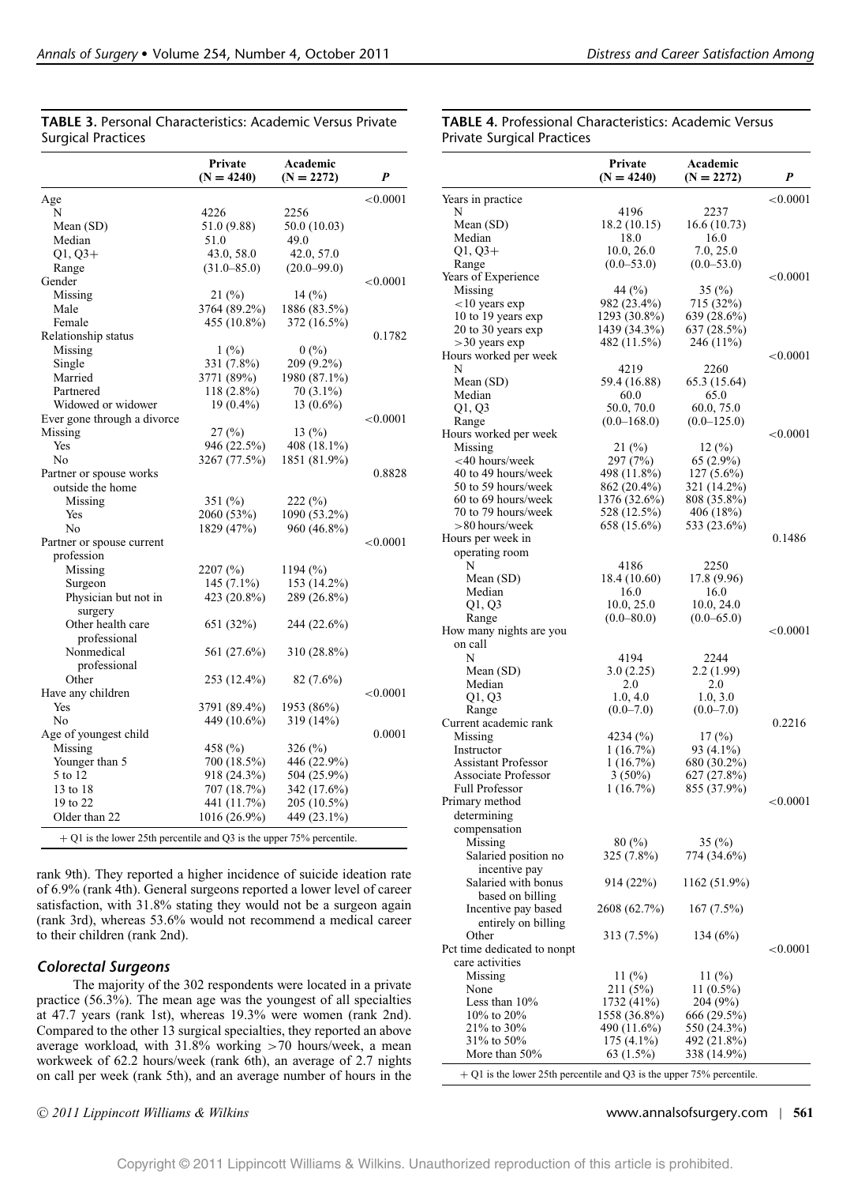**TABLE 3.** Personal Characteristics: Academic Versus Private Surgical Practices

| | Private (N = 4240) | Academic (N = 2272) | *P* |
|---|---|---|---|
| Age | | | <0.0001 |
| N | 4226 | 2256 | |
| Mean (SD) | 51.0 (9.88) | 50.0 (10.03) | |
| Median | 51.0 | 49.0 | |
| Q1, Q3+ | 43.0, 58.0 | 42.0, 57.0 | |
| Range | (31.0–85.0) | (20.0–99.0) | |
| Gender | | | <0.0001 |
| Missing | 21 (%) | 14 (%) | |
| Male | 3764 (89.2%) | 1886 (83.5%) | |
| Female | 455 (10.8%) | 372 (16.5%) | |
| Relationship status | | | 0.1782 |
| Missing | 1 (%) | 0 (%) | |
| Single | 331 (7.8%) | 209 (9.2%) | |
| Married | 3771 (89%) | 1980 (87.1%) | |
| Partnered | 118 (2.8%) | 70 (3.1%) | |
| Widowed or widower | 19 (0.4%) | 13 (0.6%) | |
| Ever gone through a divorce | | | <0.0001 |
| Missing | 27 (%) | 13 (%) | |
| Yes | 946 (22.5%) | 408 (18.1%) | |
| No | 3267 (77.5%) | 1851 (81.9%) | |
| Partner or spouse works outside the home | | | 0.8828 |
| Missing | 351 (%) | 222 (%) | |
| Yes | 2060 (53%) | 1090 (53.2%) | |
| No | 1829 (47%) | 960 (46.8%) | |
| Partner or spouse current profession | | | <0.0001 |
| Missing | 2207 (%) | 1194 (%) | |
| Surgeon | 145 (7.1%) | 153 (14.2%) | |
| Physician but not in surgery | 423 (20.8%) | 289 (26.8%) | |
| Other health care professional | 651 (32%) | 244 (22.6%) | |
| Nonmedical professional | 561 (27.6%) | 310 (28.8%) | |
| Other | 253 (12.4%) | 82 (7.6%) | |
| Have any children | | | <0.0001 |
| Yes | 3791 (89.4%) | 1953 (86%) | |
| No | 449 (10.6%) | 319 (14%) | |
| Age of youngest child | | | 0.0001 |
| Missing | 458 (%) | 326 (%) | |
| Younger than 5 | 700 (18.5%) | 446 (22.9%) | |
| 5 to 12 | 918 (24.3%) | 504 (25.9%) | |
| 13 to 18 | 707 (18.7%) | 342 (17.6%) | |
| 19 to 22 | 441 (11.7%) | 205 (10.5%) | |
| Older than 22 | 1016 (26.9%) | 449 (23.1%) | |

+ Q1 is the lower 25th percentile and Q3 is the upper 75% percentile.

rank 9th). They reported a higher incidence of suicide ideation rate of 6.9% (rank 4th). General surgeons reported a lower level of career satisfaction, with 31.8% stating they would not be a surgeon again (rank 3rd), whereas 53.6% would not recommend a medical career to their children (rank 2nd).

### *Colorectal Surgeons*

The majority of the 302 respondents were located in a private practice (56.3%). The mean age was the youngest of all specialties at 47.7 years (rank 1st), whereas 19.3% were women (rank 2nd). Compared to the other 13 surgical specialties, they reported an above average workload, with 31.8% working >70 hours/week, a mean workweek of 62.2 hours/week (rank 6th), an average of 2.7 nights on call per week (rank 5th), and an average number of hours in the

**TABLE 4.** Professional Characteristics: Academic Versus Private Surgical Practices

| | Private (N = 4240) | Academic (N = 2272) | *P* |
|---|---|---|---|
| Years in practice | | | <0.0001 |
| N | 4196 | 2237 | |
| Mean (SD) | 18.2 (10.15) | 16.6 (10.73) | |
| Median | 18.0 | 16.0 | |
| Q1, Q3+ | 10.0, 26.0 | 7.0, 25.0 | |
| Range | (0.0–53.0) | (0.0–53.0) | |
| Years of Experience | | | <0.0001 |
| Missing | 44 (%) | 35 (%) | |
| <10 years exp | 982 (23.4%) | 715 (32%) | |
| 10 to 19 years exp | 1293 (30.8%) | 639 (28.6%) | |
| 20 to 30 years exp | 1439 (34.3%) | 637 (28.5%) | |
| >30 years exp | 482 (11.5%) | 246 (11%) | |
| Hours worked per week | | | <0.0001 |
| N | 4219 | 2260 | |
| Mean (SD) | 59.4 (16.88) | 65.3 (15.64) | |
| Median | 60.0 | 65.0 | |
| Q1, Q3 | 50.0, 70.0 | 60.0, 75.0 | |
| Range | (0.0–168.0) | (0.0–125.0) | |
| Hours worked per week | | | <0.0001 |
| Missing | 21 (%) | 12 (%) | |
| <40 hours/week | 297 (7%) | 65 (2.9%) | |
| 40 to 49 hours/week | 498 (11.8%) | 127 (5.6%) | |
| 50 to 59 hours/week | 862 (20.4%) | 321 (14.2%) | |
| 60 to 69 hours/week | 1376 (32.6%) | 808 (35.8%) | |
| 70 to 79 hours/week | 528 (12.5%) | 406 (18%) | |
| >80 hours/week | 658 (15.6%) | 533 (23.6%) | |
| Hours per week in operating room | | | 0.1486 |
| N | 4186 | 2250 | |
| Mean (SD) | 18.4 (10.60) | 17.8 (9.96) | |
| Median | 16.0 | 16.0 | |
| Q1, Q3 | 10.0, 25.0 | 10.0, 24.0 | |
| Range | (0.0–80.0) | (0.0–65.0) | |
| How many nights are you on call | | | <0.0001 |
| N | 4194 | 2244 | |
| Mean (SD) | 3.0 (2.25) | 2.2 (1.99) | |
| Median | 2.0 | 2.0 | |
| Q1, Q3 | 1.0, 4.0 | 1.0, 3.0 | |
| Range | (0.0–7.0) | (0.0–7.0) | |
| Current academic rank | | | 0.2216 |
| Missing | 4234 (%) | 17 (%) | |
| Instructor | 1 (16.7%) | 93 (4.1%) | |
| Assistant Professor | 1 (16.7%) | 680 (30.2%) | |
| Associate Professor | 3 (50%) | 627 (27.8%) | |
| Full Professor | 1 (16.7%) | 855 (37.9%) | |
| Primary method determining compensation | | | <0.0001 |
| Missing | 80 (%) | 35 (%) | |
| Salaried position no incentive pay | 325 (7.8%) | 774 (34.6%) | |
| Salaried with bonus based on billing | 914 (22%) | 1162 (51.9%) | |
| Incentive pay based entirely on billing | 2608 (62.7%) | 167 (7.5%) | |
| Other | 313 (7.5%) | 134 (6%) | |
| Pct time dedicated to nonpt care activities | | | <0.0001 |
| Missing | 11 (%) | 11 (%) | |
| None | 211 (5%) | 11 (0.5%) | |
| Less than 10% | 1732 (41%) | 204 (9%) | |
| 10% to 20% | 1558 (36.8%) | 666 (29.5%) | |
| 21% to 30% | 490 (11.6%) | 550 (24.3%) | |
| 31% to 50% | 175 (4.1%) | 492 (21.8%) | |
| More than 50% | 63 (1.5%) | 338 (14.9%) | |

+ Q1 is the lower 25th percentile and Q3 is the upper 75% percentile.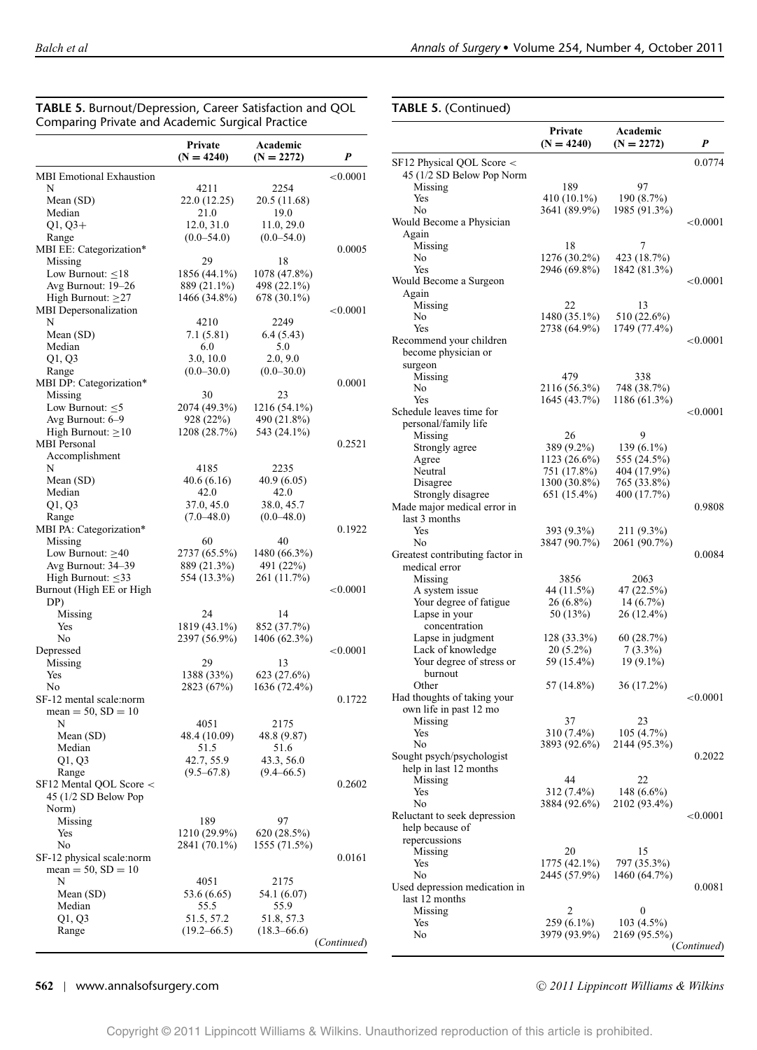**TABLE 5.** Burnout/Depression, Career Satisfaction and QOL Comparing Private and Academic Surgical Practice

| | Private (N = 4240) | Academic (N = 2272) | *P* |
|---|---|---|---|
| MBI Emotional Exhaustion | | | <0.0001 |
| N | 4211 | 2254 | |
| Mean (SD) | 22.0 (12.25) | 20.5 (11.68) | |
| Median | 21.0 | 19.0 | |
| Q1, Q3+ | 12.0, 31.0 | 11.0, 29.0 | |
| Range | (0.0–54.0) | (0.0–54.0) | |
| MBI EE: Categorization* | | | 0.0005 |
| Missing | 29 | 18 | |
| Low Burnout: ≤18 | 1856 (44.1%) | 1078 (47.8%) | |
| Avg Burnout: 19–26 | 889 (21.1%) | 498 (22.1%) | |
| High Burnout: ≥27 | 1466 (34.8%) | 678 (30.1%) | |
| MBI Depersonalization | | | <0.0001 |
| N | 4210 | 2249 | |
| Mean (SD) | 7.1 (5.81) | 6.4 (5.43) | |
| Median | 6.0 | 5.0 | |
| Q1, Q3 | 3.0, 10.0 | 2.0, 9.0 | |
| Range | (0.0–30.0) | (0.0–30.0) | |
| MBI DP: Categorization* | | | 0.0001 |
| Missing | 30 | 23 | |
| Low Burnout: ≤5 | 2074 (49.3%) | 1216 (54.1%) | |
| Avg Burnout: 6–9 | 928 (22%) | 490 (21.8%) | |
| High Burnout: ≥10 | 1208 (28.7%) | 543 (24.1%) | |
| MBI Personal Accomplishment | | | 0.2521 |
| N | 4185 | 2235 | |
| Mean (SD) | 40.6 (6.16) | 40.9 (6.05) | |
| Median | 42.0 | 42.0 | |
| Q1, Q3 | 37.0, 45.0 | 38.0, 45.7 | |
| Range | (7.0–48.0) | (0.0–48.0) | |
| MBI PA: Categorization* | | | 0.1922 |
| Missing | 60 | 40 | |
| Low Burnout: ≥40 | 2737 (65.5%) | 1480 (66.3%) | |
| Avg Burnout: 34–39 | 889 (21.3%) | 491 (22%) | |
| High Burnout: ≤33 | 554 (13.3%) | 261 (11.7%) | |
| Burnout (High EE or High DP) | | | <0.0001 |
| Missing | 24 | 14 | |
| Yes | 1819 (43.1%) | 852 (37.7%) | |
| No | 2397 (56.9%) | 1406 (62.3%) | |
| Depressed | | | <0.0001 |
| Missing | 29 | 13 | |
| Yes | 1388 (33%) | 623 (27.6%) | |
| No | 2823 (67%) | 1636 (72.4%) | |
| SF-12 mental scale:norm mean = 50, SD = 10 | | | 0.1722 |
| N | 4051 | 2175 | |
| Mean (SD) | 48.4 (10.09) | 48.8 (9.87) | |
| Median | 51.5 | 51.6 | |
| Q1, Q3 | 42.7, 55.9 | 43.3, 56.0 | |
| Range | (9.5–67.8) | (9.4–66.5) | |
| SF12 Mental QOL Score < 45 (1/2 SD Below Pop Norm) | | | 0.2602 |
| Missing | 189 | 97 | |
| Yes | 1210 (29.9%) | 620 (28.5%) | |
| No | 2841 (70.1%) | 1555 (71.5%) | |
| SF-12 physical scale:norm mean = 50, SD = 10 | | | 0.0161 |
| N | 4051 | 2175 | |
| Mean (SD) | 53.6 (6.65) | 54.1 (6.07) | |
| Median | 55.5 | 55.9 | |
| Q1, Q3 | 51.5, 57.2 | 51.8, 57.3 | |
| Range | (19.2–66.5) | (18.3–66.6) | |
| SF12 Physical QOL Score < 45 (1/2 SD Below Pop Norm | | | 0.0774 |
| Missing | 189 | 97 | |
| Yes | 410 (10.1%) | 190 (8.7%) | |
| No | 3641 (89.9%) | 1985 (91.3%) | |
| Would Become a Physician Again | | | <0.0001 |
| Missing | 18 | 7 | |
| No | 1276 (30.2%) | 423 (18.7%) | |
| Yes | 2946 (69.8%) | 1842 (81.3%) | |
| Would Become a Surgeon Again | | | <0.0001 |
| Missing | 22 | 13 | |
| No | 1480 (35.1%) | 510 (22.6%) | |
| Yes | 2738 (64.9%) | 1749 (77.4%) | |
| Recommend your children become physician or surgeon | | | <0.0001 |
| Missing | 479 | 338 | |
| No | 2116 (56.3%) | 748 (38.7%) | |
| Yes | 1645 (43.7%) | 1186 (61.3%) | |
| Schedule leaves time for personal/family life | | | <0.0001 |
| Missing | 26 | 9 | |
| Strongly agree | 389 (9.2%) | 139 (6.1%) | |
| Agree | 1123 (26.6%) | 555 (24.5%) | |
| Neutral | 751 (17.8%) | 404 (17.9%) | |
| Disagree | 1300 (30.8%) | 765 (33.8%) | |
| Strongly disagree | 651 (15.4%) | 400 (17.7%) | |
| Made major medical error in last 3 months | | | 0.9808 |
| Yes | 393 (9.3%) | 211 (9.3%) | |
| No | 3847 (90.7%) | 2061 (90.7%) | |
| Greatest contributing factor in medical error | | | 0.0084 |
| Missing | 3856 | 2063 | |
| A system issue | 44 (11.5%) | 47 (22.5%) | |
| Your degree of fatigue | 26 (6.8%) | 14 (6.7%) | |
| Lapse in your concentration | 50 (13%) | 26 (12.4%) | |
| Lapse in judgment | 128 (33.3%) | 60 (28.7%) | |
| Lack of knowledge | 20 (5.2%) | 7 (3.3%) | |
| Your degree of stress or burnout | 59 (15.4%) | 19 (9.1%) | |
| Other | 57 (14.8%) | 36 (17.2%) | |
| Had thoughts of taking your own life in past 12 mo | | | <0.0001 |
| Missing | 37 | 23 | |
| Yes | 310 (7.4%) | 105 (4.7%) | |
| No | 3893 (92.6%) | 2144 (95.3%) | |
| Sought psych/psychologist help in last 12 months | | | 0.2022 |
| Missing | 44 | 22 | |
| Yes | 312 (7.4%) | 148 (6.6%) | |
| No | 3884 (92.6%) | 2102 (93.4%) | |
| Reluctant to seek depression help because of repercussions | | | <0.0001 |
| Missing | 20 | 15 | |
| Yes | 1775 (42.1%) | 797 (35.3%) | |
| No | 2445 (57.9%) | 1460 (64.7%) | |
| Used depression medication in last 12 months | | | 0.0081 |
| Missing | 2 | 0 | |
| Yes | 259 (6.1%) | 103 (4.5%) | |
| No | 3979 (93.9%) | 2169 (95.5%) | |

(*Continued*)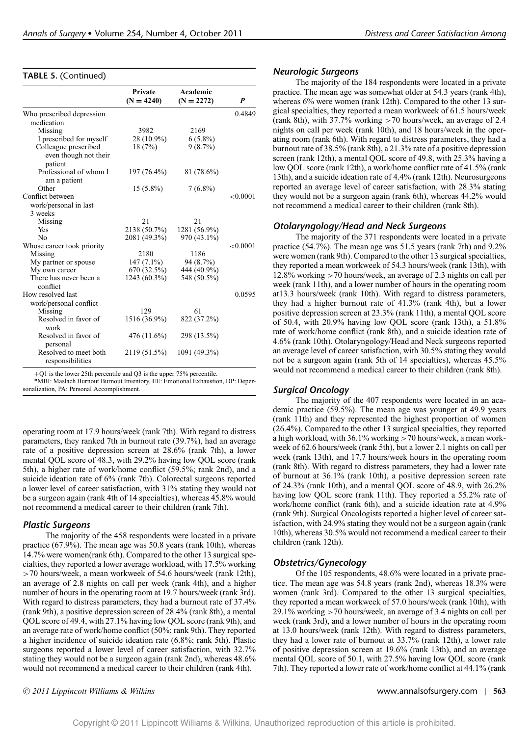**TABLE 5.** (Continued)

| | Private (N = 4240) | Academic (N = 2272) | P |
|---|---|---|---|
| Who prescribed depression medication | | | 0.4849 |
| Missing | 3982 | 2169 | |
| I prescribed for myself | 28 (10.9%) | 6 (5.8%) | |
| Colleague prescribed even though not their patient | 18 (7%) | 9 (8.7%) | |
| Professional of whom I am a patient | 197 (76.4%) | 81 (78.6%) | |
| Other | 15 (5.8%) | 7 (6.8%) | |
| Conflict between work/personal in last 3 weeks | | | <0.0001 |
| Missing | 21 | 21 | |
| Yes | 2138 (50.7%) | 1281 (56.9%) | |
| No | 2081 (49.3%) | 970 (43.1%) | |
| Whose career took priority | | | <0.0001 |
| Missing | 2180 | 1186 | |
| My partner or spouse | 147 (7.1%) | 94 (8.7%) | |
| My own career | 670 (32.5%) | 444 (40.9%) | |
| There has never been a conflict | 1243 (60.3%) | 548 (50.5%) | |
| How resolved last work/personal conflict | | | 0.0595 |
| Missing | 129 | 61 | |
| Resolved in favor of work | 1516 (36.9%) | 822 (37.2%) | |
| Resolved in favor of personal | 476 (11.6%) | 298 (13.5%) | |
| Resolved to meet both responsibilities | 2119 (51.5%) | 1091 (49.3%) | |

+Q1 is the lower 25th percentile and Q3 is the upper 75% percentile.

*MBI: Maslach Burnout Burnout Inventory, EE: Emotional Exhaustion, DP: Depersonalization, PA: Personal Accomplishment.

operating room at 17.9 hours/week (rank 7th). With regard to distress parameters, they ranked 7th in burnout rate (39.7%), had an average rate of a positive depression screen at 28.6% (rank 7th), a lower mental QOL score of 48.3, with 29.2% having low QOL score (rank 5th), a higher rate of work/home conflict (59.5%; rank 2nd), and a suicide ideation rate of 6% (rank 7th). Colorectal surgeons reported a lower level of career satisfaction, with 31% stating they would not be a surgeon again (rank 4th of 14 specialties), whereas 45.8% would not recommend a medical career to their children (rank 7th).

### *Plastic Surgeons*

The majority of the 458 respondents were located in a private practice (67.9%). The mean age was 50.8 years (rank 10th), whereas 14.7% were women(rank 6th). Compared to the other 13 surgical specialties, they reported a lower average workload, with 17.5% working >70 hours/week, a mean workweek of 54.6 hours/week (rank 12th), an average of 2.8 nights on call per week (rank 4th), and a higher number of hours in the operating room at 19.7 hours/week (rank 3rd). With regard to distress parameters, they had a burnout rate of 37.4% (rank 9th), a positive depression screen of 28.4% (rank 8th), a mental QOL score of 49.4, with 27.1% having low QOL score (rank 9th), and an average rate of work/home conflict (50%; rank 9th). They reported a higher incidence of suicide ideation rate (6.8%; rank 5th). Plastic surgeons reported a lower level of career satisfaction, with 32.7% stating they would not be a surgeon again (rank 2nd), whereas 48.6% would not recommend a medical career to their children (rank 4th).

### *Neurologic Surgeons*

The majority of the 184 respondents were located in a private practice. The mean age was somewhat older at 54.3 years (rank 4th), whereas 6% were women (rank 12th). Compared to the other 13 surgical specialties, they reported a mean workweek of 61.5 hours/week (rank 8th), with 37.7% working >70 hours/week, an average of 2.4 nights on call per week (rank 10th), and 18 hours/week in the operating room (rank 6th). With regard to distress parameters, they had a burnout rate of 38.5% (rank 8th), a 21.3% rate of a positive depression screen (rank 12th), a mental QOL score of 49.8, with 25.3% having a low QOL score (rank 12th), a work/home conflict rate of 41.5% (rank 13th), and a suicide ideation rate of 4.4% (rank 12th). Neurosurgeons reported an average level of career satisfaction, with 28.3% stating they would not be a surgeon again (rank 6th), whereas 44.2% would not recommend a medical career to their children (rank 8th).

### *Otolaryngology/Head and Neck Surgeons*

The majority of the 371 respondents were located in a private practice (54.7%). The mean age was 51.5 years (rank 7th) and 9.2% were women (rank 9th). Compared to the other 13 surgical specialties, they reported a mean workweek of 54.3 hours/week (rank 13th), with 12.8% working >70 hours/week, an average of 2.3 nights on call per week (rank 11th), and a lower number of hours in the operating room at13.3 hours/week (rank 10th). With regard to distress parameters, they had a higher burnout rate of 41.3% (rank 4th), but a lower positive depression screen at 23.3% (rank 11th), a mental QOL score of 50.4, with 20.9% having low QOL score (rank 13th), a 51.8% rate of work/home conflict (rank 8th), and a suicide ideation rate of 4.6% (rank 10th). Otolaryngology/Head and Neck surgeons reported an average level of career satisfaction, with 30.5% stating they would not be a surgeon again (rank 5th of 14 specialties), whereas 45.5% would not recommend a medical career to their children (rank 8th).

### *Surgical Oncology*

The majority of the 407 respondents were located in an academic practice (59.5%). The mean age was younger at 49.9 years (rank 11th) and they represented the highest proportion of women (26.4%). Compared to the other 13 surgical specialties, they reported a high workload, with 36.1% working >70 hours/week, a mean workweek of 62.6 hours/week (rank 5th), but a lower 2.1 nights on call per week (rank 13th), and 17.7 hours/week hours in the operating room (rank 8th). With regard to distress parameters, they had a lower rate of burnout at 36.1% (rank 10th), a positive depression screen rate of 24.3% (rank 10th), and a mental QOL score of 48.9, with 26.2% having low QOL score (rank 11th). They reported a 55.2% rate of work/home conflict (rank 6th), and a suicide ideation rate at 4.9% (rank 9th). Surgical Oncologists reported a higher level of career satisfaction, with 24.9% stating they would not be a surgeon again (rank 10th), whereas 30.5% would not recommend a medical career to their children (rank 12th).

### *Obstetrics/Gynecology*

Of the 105 respondents, 48.6% were located in a private practice. The mean age was 54.8 years (rank 2nd), whereas 18.3% were women (rank 3rd). Compared to the other 13 surgical specialties, they reported a mean workweek of 57.0 hours/week (rank 10th), with 29.1% working >70 hours/week, an average of 3.4 nights on call per week (rank 3rd), and a lower number of hours in the operating room at 13.0 hours/week (rank 12th). With regard to distress parameters, they had a lower rate of burnout at 33.7% (rank 12th), a lower rate of positive depression screen at 19.6% (rank 13th), and an average mental QOL score of 50.1, with 27.5% having low QOL score (rank 7th). They reported a lower rate of work/home conflict at 44.1% (rank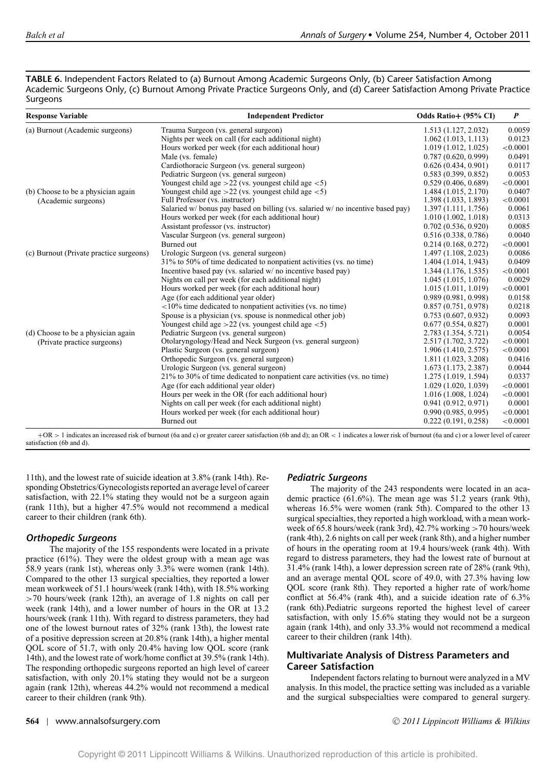**TABLE 6.** Independent Factors Related to (a) Burnout Among Academic Surgeons Only, (b) Career Satisfaction Among Academic Surgeons Only, (c) Burnout Among Private Practice Surgeons Only, and (d) Career Satisfaction Among Private Practice Surgeons

| Response Variable | Independent Predictor | Odds Ratio+ (95% CI) | P |
|---|---|---|---|
| (a) Burnout (Academic surgeons) | Trauma Surgeon (vs. general surgeon) | 1.513 (1.127, 2.032) | 0.0059 |
| | Nights per week on call (for each additional night) | 1.062 (1.013, 1.113) | 0.0123 |
| | Hours worked per week (for each additional hour) | 1.019 (1.012, 1.025) | <0.0001 |
| | Male (vs. female) | 0.787 (0.620, 0.999) | 0.0491 |
| | Cardiothoracic Surgeon (vs. general surgeon) | 0.626 (0.434, 0.901) | 0.0117 |
| | Pediatric Surgeon (vs. general surgeon) | 0.583 (0.399, 0.852) | 0.0053 |
| | Youngest child age >22 (vs. youngest child age <5) | 0.529 (0.406, 0.689) | <0.0001 |
| (b) Choose to be a physician again (Academic surgeons) | Youngest child age >22 (vs. youngest child age <5) | 1.484 (1.015, 2.170) | 0.0407 |
| | Full Professor (vs. instructor) | 1.398 (1.033, 1.893) | <0.0001 |
| | Salaried w/ bonus pay based on billing (vs. salaried w/ no incentive based pay) | 1.397 (1.111, 1.756) | 0.0061 |
| | Hours worked per week (for each additional hour) | 1.010 (1.002, 1.018) | 0.0313 |
| | Assistant professor (vs. instructor) | 0.702 (0.536, 0.920) | 0.0085 |
| | Vascular Surgeon (vs. general surgeon) | 0.516 (0.338, 0.786) | 0.0040 |
| | Burned out | 0.214 (0.168, 0.272) | <0.0001 |
| (c) Burnout (Private practice surgeons) | Urologic Surgeon (vs. general surgeon) | 1.497 (1.108, 2.023) | 0.0086 |
| | 31% to 50% of time dedicated to nonpatient activities (vs. no time) | 1.404 (1.014, 1.943) | 0.0409 |
| | Incentive based pay (vs. salaried w/ no incentive based pay) | 1.344 (1.176, 1.535) | <0.0001 |
| | Nights on call per week (for each additional night) | 1.045 (1.015, 1.076) | 0.0029 |
| | Hours worked per week (for each additional hour) | 1.015 (1.011, 1.019) | <0.0001 |
| | Age (for each additional year older) | 0.989 (0.981, 0.998) | 0.0158 |
| | <10% time dedicated to nonpatient activities (vs. no time) | 0.857 (0.751, 0.978) | 0.0218 |
| | Spouse is a physician (vs. spouse is nonmedical other job) | 0.753 (0.607, 0.932) | 0.0093 |
| | Youngest child age >22 (vs. youngest child age <5) | 0.677 (0.554, 0.827) | 0.0001 |
| (d) Choose to be a physician again (Private practice surgeons) | Pediatric Surgeon (vs. general surgeon) | 2.783 (1.354, 5.721) | 0.0054 |
| | Otolaryngology/Head and Neck Surgeon (vs. general surgeon) | 2.517 (1.702, 3.722) | <0.0001 |
| | Plastic Surgeon (vs. general surgeon) | 1.906 (1.410, 2.575) | <0.0001 |
| | Orthopedic Surgeon (vs. general surgeon) | 1.811 (1.023, 3.208) | 0.0416 |
| | Urologic Surgeon (vs. general surgeon) | 1.673 (1.173, 2.387) | 0.0044 |
| | 21% to 30% of time dedicated to nonpatient care activities (vs. no time) | 1.275 (1.019, 1.594) | 0.0337 |
| | Age (for each additional year older) | 1.029 (1.020, 1.039) | <0.0001 |
| | Hours per week in the OR (for each additional hour) | 1.016 (1.008, 1.024) | <0.0001 |
| | Nights on call per week (for each additional night) | 0.941 (0.912, 0.971) | 0.0001 |
| | Hours worked per week (for each additional hour) | 0.990 (0.985, 0.995) | <0.0001 |
| | Burned out | 0.222 (0.191, 0.258) | <0.0001 |

+OR > 1 indicates an increased risk of burnout (6a and c) or greater career satisfaction (6b and d); an OR < 1 indicates a lower risk of burnout (6a and c) or a lower level of career satisfaction (6b and d).

11th), and the lowest rate of suicide ideation at 3.8% (rank 14th). Responding Obstetrics/Gynecologists reported an average level of career satisfaction, with 22.1% stating they would not be a surgeon again (rank 11th), but a higher 47.5% would not recommend a medical career to their children (rank 6th).

### *Orthopedic Surgeons*

The majority of the 155 respondents were located in a private practice (61%). They were the oldest group with a mean age was 58.9 years (rank 1st), whereas only 3.3% were women (rank 14th). Compared to the other 13 surgical specialties, they reported a lower mean workweek of 51.1 hours/week (rank 14th), with 18.5% working >70 hours/week (rank 12th), an average of 1.8 nights on call per week (rank 14th), and a lower number of hours in the OR at 13.2 hours/week (rank 11th). With regard to distress parameters, they had one of the lowest burnout rates of 32% (rank 13th), the lowest rate of a positive depression screen at 20.8% (rank 14th), a higher mental QOL score of 51.7, with only 20.4% having low QOL score (rank 14th), and the lowest rate of work/home conflict at 39.5% (rank 14th). The responding orthopedic surgeons reported an high level of career satisfaction, with only 20.1% stating they would not be a surgeon again (rank 12th), whereas 44.2% would not recommend a medical career to their children (rank 9th).

### *Pediatric Surgeons*

The majority of the 243 respondents were located in an academic practice (61.6%). The mean age was 51.2 years (rank 9th), whereas 16.5% were women (rank 5th). Compared to the other 13 surgical specialties, they reported a high workload, with a mean workweek of 65.8 hours/week (rank 3rd), 42.7% working >70 hours/week (rank 4th), 2.6 nights on call per week (rank 8th), and a higher number of hours in the operating room at 19.4 hours/week (rank 4th). With regard to distress parameters, they had the lowest rate of burnout at 31.4% (rank 14th), a lower depression screen rate of 28% (rank 9th), and an average mental QOL score of 49.0, with 27.3% having low QOL score (rank 8th). They reported a higher rate of work/home conflict at 56.4% (rank 4th), and a suicide ideation rate of 6.3% (rank 6th).Pediatric surgeons reported the highest level of career satisfaction, with only 15.6% stating they would not be a surgeon again (rank 14th), and only 33.3% would not recommend a medical career to their children (rank 14th).

## Multivariate Analysis of Distress Parameters and Career Satisfaction

Independent factors relating to burnout were analyzed in a MV analysis. In this model, the practice setting was included as a variable and the surgical subspecialties were compared to general surgery.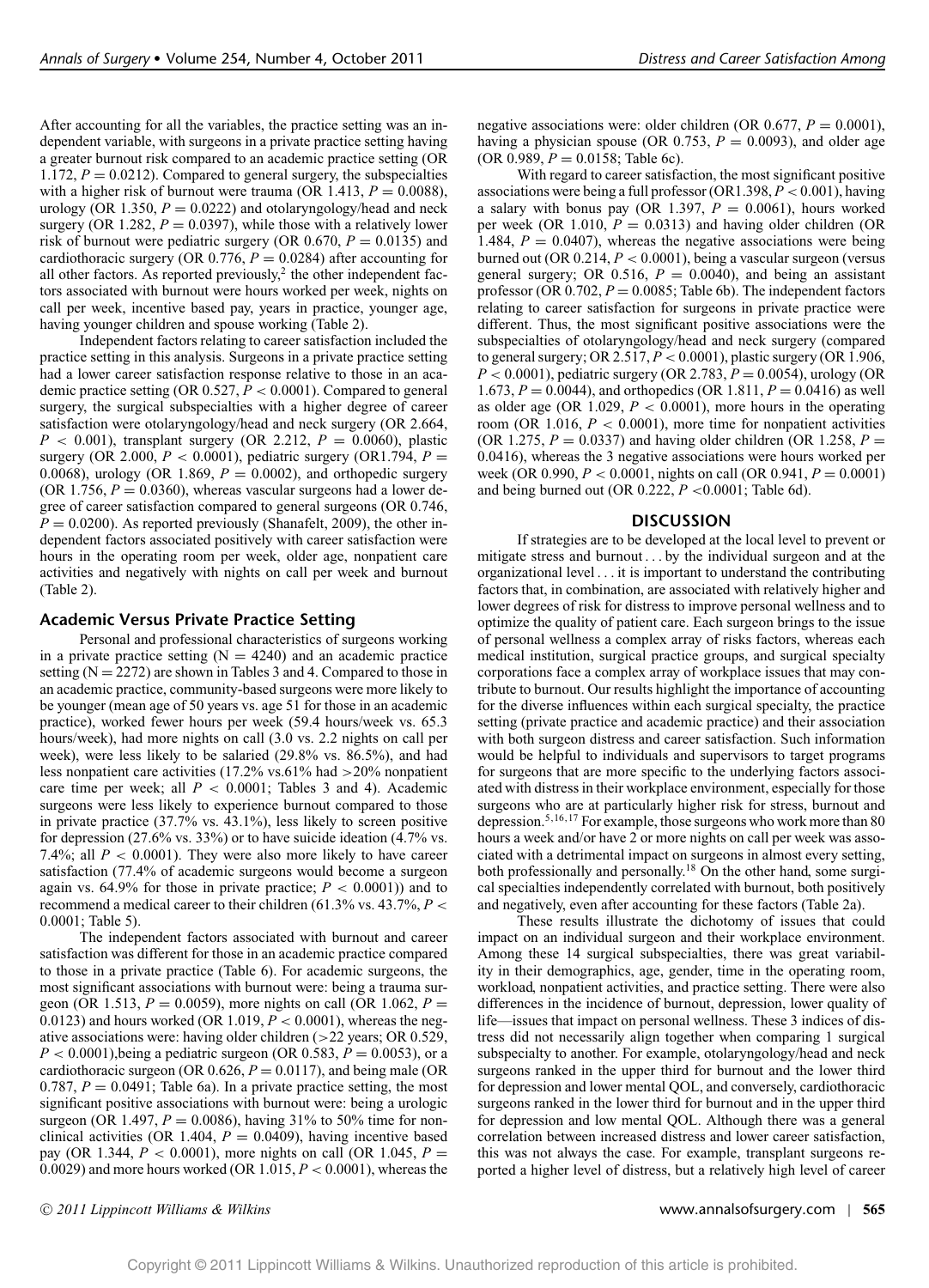After accounting for all the variables, the practice setting was an independent variable, with surgeons in a private practice setting having a greater burnout risk compared to an academic practice setting (OR 1.172, $P = 0.0212$). Compared to general surgery, the subspecialties with a higher risk of burnout were trauma (OR 1.413, $P = 0.0088$), urology (OR 1.350, $P = 0.0222$) and otolaryngology/head and neck surgery (OR 1.282, $P = 0.0397$), while those with a relatively lower risk of burnout were pediatric surgery (OR 0.670, $P = 0.0135$) and cardiothoracic surgery (OR 0.776, $P = 0.0284$) after accounting for all other factors. As reported previously,[2] the other independent factors associated with burnout were hours worked per week, nights on call per week, incentive based pay, years in practice, younger age, having younger children and spouse working (Table 2).

Independent factors relating to career satisfaction included the practice setting in this analysis. Surgeons in a private practice setting had a lower career satisfaction response relative to those in an academic practice setting (OR 0.527, $P < 0.0001$). Compared to general surgery, the surgical subspecialties with a higher degree of career satisfaction were otolaryngology/head and neck surgery (OR 2.664, $P < 0.001$), transplant surgery (OR 2.212, $P = 0.0060$), plastic surgery (OR 2.000, $P < 0.0001$), pediatric surgery (OR1.794, $P = 0.0068$), urology (OR 1.869, $P = 0.0002$), and orthopedic surgery (OR 1.756, $P = 0.0360$), whereas vascular surgeons had a lower degree of career satisfaction compared to general surgeons (OR 0.746, $P = 0.0200$). As reported previously (Shanafelt, 2009), the other independent factors associated positively with career satisfaction were hours in the operating room per week, older age, nonpatient care activities and negatively with nights on call per week and burnout (Table 2).

## Academic Versus Private Practice Setting

Personal and professional characteristics of surgeons working in a private practice setting (N = 4240) and an academic practice setting (N = 2272) are shown in Tables 3 and 4. Compared to those in an academic practice, community-based surgeons were more likely to be younger (mean age of 50 years vs. age 51 for those in an academic practice), worked fewer hours per week (59.4 hours/week vs. 65.3 hours/week), had more nights on call (3.0 vs. 2.2 nights on call per week), were less likely to be salaried (29.8% vs. 86.5%), and had less nonpatient care activities (17.2% vs.61% had >20% nonpatient care time per week; all $P < 0.0001$; Tables 3 and 4). Academic surgeons were less likely to experience burnout compared to those in private practice (37.7% vs. 43.1%), less likely to screen positive for depression (27.6% vs. 33%) or to have suicide ideation (4.7% vs. 7.4%; all $P < 0.0001$). They were also more likely to have career satisfaction (77.4% of academic surgeons would become a surgeon again vs. 64.9% for those in private practice; $P < 0.0001$)) and to recommend a medical career to their children (61.3% vs. 43.7%, $P < 0.0001$; Table 5).

The independent factors associated with burnout and career satisfaction was different for those in an academic practice compared to those in a private practice (Table 6). For academic surgeons, the most significant associations with burnout were: being a trauma surgeon (OR 1.513, $P = 0.0059$), more nights on call (OR 1.062, $P = 0.0123$) and hours worked (OR 1.019, $P < 0.0001$), whereas the negative associations were: having older children (>22 years; OR 0.529, $P < 0.0001$),being a pediatric surgeon (OR 0.583, $P = 0.0053$), or a cardiothoracic surgeon (OR 0.626, $P = 0.0117$), and being male (OR 0.787, $P = 0.0491$; Table 6a). In a private practice setting, the most significant positive associations with burnout were: being a urologic surgeon (OR 1.497, $P = 0.0086$), having 31% to 50% time for nonclinical activities (OR 1.404, $P = 0.0409$), having incentive based pay (OR 1.344, $P < 0.0001$), more nights on call (OR 1.045, $P = 0.0029$) and more hours worked (OR 1.015, $P < 0.0001$), whereas the negative associations were: older children (OR 0.677, $P = 0.0001$), having a physician spouse (OR 0.753, $P = 0.0093$), and older age (OR 0.989, $P = 0.0158$; Table 6c).

With regard to career satisfaction, the most significant positive associations were being a full professor (OR1.398, $P < 0.001$), having a salary with bonus pay (OR 1.397, $P = 0.0061$), hours worked per week (OR 1.010, $P = 0.0313$) and having older children (OR 1.484, $P = 0.0407$), whereas the negative associations were being burned out (OR 0.214, $P < 0.0001$), being a vascular surgeon (versus general surgery; OR 0.516, $P = 0.0040$), and being an assistant professor (OR 0.702, $P = 0.0085$; Table 6b). The independent factors relating to career satisfaction for surgeons in private practice were different. Thus, the most significant positive associations were the subspecialties of otolaryngology/head and neck surgery (compared to general surgery; OR 2.517, $P < 0.0001$), plastic surgery (OR 1.906, $P < 0.0001$), pediatric surgery (OR 2.783, $P = 0.0054$), urology (OR 1.673, $P = 0.0044$), and orthopedics (OR 1.811, $P = 0.0416$) as well as older age (OR 1.029, $P < 0.0001$), more hours in the operating room (OR 1.016, $P < 0.0001$), more time for nonpatient activities (OR 1.275, $P = 0.0337$) and having older children (OR 1.258, $P = 0.0416$), whereas the 3 negative associations were hours worked per week (OR 0.990, $P < 0.0001$, nights on call (OR 0.941, $P = 0.0001$) and being burned out (OR 0.222, $P$ <0.0001; Table 6d).

## DISCUSSION

If strategies are to be developed at the local level to prevent or mitigate stress and burnout . . . by the individual surgeon and at the organizational level . . . it is important to understand the contributing factors that, in combination, are associated with relatively higher and lower degrees of risk for distress to improve personal wellness and to optimize the quality of patient care. Each surgeon brings to the issue of personal wellness a complex array of risks factors, whereas each medical institution, surgical practice groups, and surgical specialty corporations face a complex array of workplace issues that may contribute to burnout. Our results highlight the importance of accounting for the diverse influences within each surgical specialty, the practice setting (private practice and academic practice) and their association with both surgeon distress and career satisfaction. Such information would be helpful to individuals and supervisors to target programs for surgeons that are more specific to the underlying factors associated with distress in their workplace environment, especially for those surgeons who are at particularly higher risk for stress, burnout and depression.[5,16,17] For example, those surgeons who work more than 80 hours a week and/or have 2 or more nights on call per week was associated with a detrimental impact on surgeons in almost every setting, both professionally and personally.[18] On the other hand, some surgical specialties independently correlated with burnout, both positively and negatively, even after accounting for these factors (Table 2a).

These results illustrate the dichotomy of issues that could impact on an individual surgeon and their workplace environment. Among these 14 surgical subspecialties, there was great variability in their demographics, age, gender, time in the operating room, workload, nonpatient activities, and practice setting. There were also differences in the incidence of burnout, depression, lower quality of life—issues that impact on personal wellness. These 3 indices of distress did not necessarily align together when comparing 1 surgical subspecialty to another. For example, otolaryngology/head and neck surgeons ranked in the upper third for burnout and the lower third for depression and lower mental QOL, and conversely, cardiothoracic surgeons ranked in the lower third for burnout and in the upper third for depression and low mental QOL. Although there was a general correlation between increased distress and lower career satisfaction, this was not always the case. For example, transplant surgeons reported a higher level of distress, but a relatively high level of career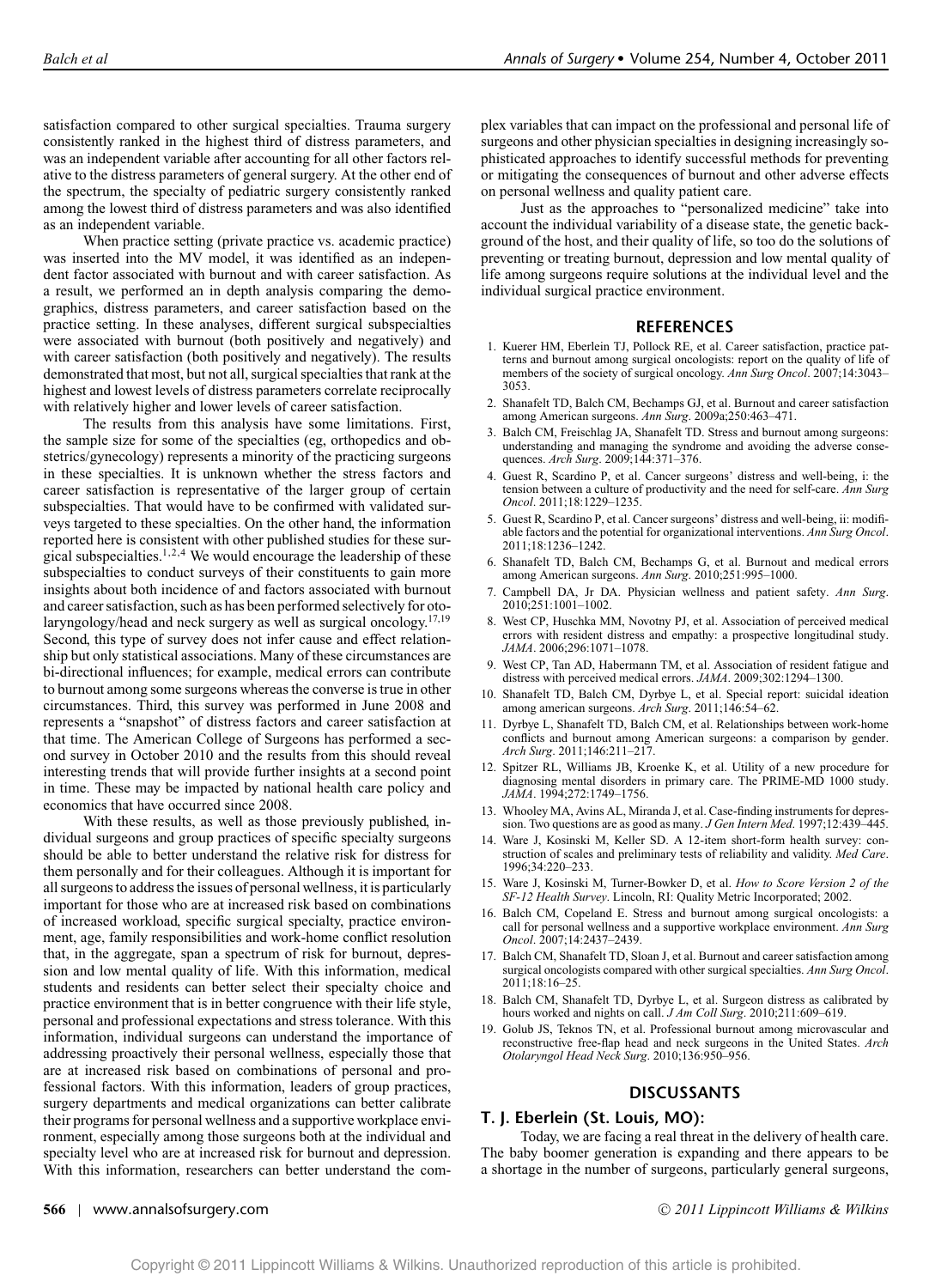satisfaction compared to other surgical specialties. Trauma surgery consistently ranked in the highest third of distress parameters, and was an independent variable after accounting for all other factors relative to the distress parameters of general surgery. At the other end of the spectrum, the specialty of pediatric surgery consistently ranked among the lowest third of distress parameters and was also identified as an independent variable.

When practice setting (private practice vs. academic practice) was inserted into the MV model, it was identified as an independent factor associated with burnout and with career satisfaction. As a result, we performed an in depth analysis comparing the demographics, distress parameters, and career satisfaction based on the practice setting. In these analyses, different surgical subspecialties were associated with burnout (both positively and negatively) and with career satisfaction (both positively and negatively). The results demonstrated that most, but not all, surgical specialties that rank at the highest and lowest levels of distress parameters correlate reciprocally with relatively higher and lower levels of career satisfaction.

The results from this analysis have some limitations. First, the sample size for some of the specialties (eg, orthopedics and obstetrics/gynecology) represents a minority of the practicing surgeons in these specialties. It is unknown whether the stress factors and career satisfaction is representative of the larger group of certain subspecialties. That would have to be confirmed with validated surveys targeted to these specialties. On the other hand, the information reported here is consistent with other published studies for these surgical subspecialties.[1,2,4] We would encourage the leadership of these subspecialties to conduct surveys of their constituents to gain more insights about both incidence of and factors associated with burnout and career satisfaction, such as has been performed selectively for otolaryngology/head and neck surgery as well as surgical oncology.[17,19] Second, this type of survey does not infer cause and effect relationship but only statistical associations. Many of these circumstances are bi-directional influences; for example, medical errors can contribute to burnout among some surgeons whereas the converse is true in other circumstances. Third, this survey was performed in June 2008 and represents a "snapshot" of distress factors and career satisfaction at that time. The American College of Surgeons has performed a second survey in October 2010 and the results from this should reveal interesting trends that will provide further insights at a second point in time. These may be impacted by national health care policy and economics that have occurred since 2008.

With these results, as well as those previously published, individual surgeons and group practices of specific specialty surgeons should be able to better understand the relative risk for distress for them personally and for their colleagues. Although it is important for all surgeons to address the issues of personal wellness, it is particularly important for those who are at increased risk based on combinations of increased workload, specific surgical specialty, practice environment, age, family responsibilities and work-home conflict resolution that, in the aggregate, span a spectrum of risk for burnout, depression and low mental quality of life. With this information, medical students and residents can better select their specialty choice and practice environment that is in better congruence with their life style, personal and professional expectations and stress tolerance. With this information, individual surgeons can understand the importance of addressing proactively their personal wellness, especially those that are at increased risk based on combinations of personal and professional factors. With this information, leaders of group practices, surgery departments and medical organizations can better calibrate their programs for personal wellness and a supportive workplace environment, especially among those surgeons both at the individual and specialty level who are at increased risk for burnout and depression. With this information, researchers can better understand the complex variables that can impact on the professional and personal life of surgeons and other physician specialties in designing increasingly sophisticated approaches to identify successful methods for preventing or mitigating the consequences of burnout and other adverse effects on personal wellness and quality patient care.

Just as the approaches to "personalized medicine" take into account the individual variability of a disease state, the genetic background of the host, and their quality of life, so too do the solutions of preventing or treating burnout, depression and low mental quality of life among surgeons require solutions at the individual level and the individual surgical practice environment.

## REFERENCES

1. Kuerer HM, Eberlein TJ, Pollock RE, et al. Career satisfaction, practice patterns and burnout among surgical oncologists: report on the quality of life of members of the society of surgical oncology. *Ann Surg Oncol*. 2007;14:3043–3053.
2. Shanafelt TD, Balch CM, Bechamps GJ, et al. Burnout and career satisfaction among American surgeons. *Ann Surg*. 2009a;250:463–471.
3. Balch CM, Freischlag JA, Shanafelt TD. Stress and burnout among surgeons: understanding and managing the syndrome and avoiding the adverse consequences. *Arch Surg*. 2009;144:371–376.
4. Guest R, Scardino P, et al. Cancer surgeons' distress and well-being, i: the tension between a culture of productivity and the need for self-care. *Ann Surg Oncol*. 2011;18:1229–1235.
5. Guest R, Scardino P, et al. Cancer surgeons' distress and well-being, ii: modifiable factors and the potential for organizational interventions. *Ann Surg Oncol*. 2011;18:1236–1242.
6. Shanafelt TD, Balch CM, Bechamps G, et al. Burnout and medical errors among American surgeons. *Ann Surg*. 2010;251:995–1000.
7. Campbell DA, Jr DA. Physician wellness and patient safety. *Ann Surg*. 2010;251:1001–1002.
8. West CP, Huschka MM, Novotny PJ, et al. Association of perceived medical errors with resident distress and empathy: a prospective longitudinal study. *JAMA*. 2006;296:1071–1078.
9. West CP, Tan AD, Habermann TM, et al. Association of resident fatigue and distress with perceived medical errors. *JAMA*. 2009;302:1294–1300.
10. Shanafelt TD, Balch CM, Dyrbye L, et al. Special report: suicidal ideation among american surgeons. *Arch Surg*. 2011;146:54–62.
11. Dyrbye L, Shanafelt TD, Balch CM, et al. Relationships between work-home conflicts and burnout among American surgeons: a comparison by gender. *Arch Surg*. 2011;146:211–217.
12. Spitzer RL, Williams JB, Kroenke K, et al. Utility of a new procedure for diagnosing mental disorders in primary care. The PRIME-MD 1000 study. *JAMA*. 1994;272:1749–1756.
13. Whooley MA, Avins AL, Miranda J, et al. Case-finding instruments for depression. Two questions are as good as many. *J Gen Intern Med*. 1997;12:439–445.
14. Ware J, Kosinski M, Keller SD. A 12-item short-form health survey: construction of scales and preliminary tests of reliability and validity. *Med Care*. 1996;34:220–233.
15. Ware J, Kosinski M, Turner-Bowker D, et al. *How to Score Version 2 of the SF-12 Health Survey*. Lincoln, RI: Quality Metric Incorporated; 2002.
16. Balch CM, Copeland E. Stress and burnout among surgical oncologists: a call for personal wellness and a supportive workplace environment. *Ann Surg Oncol*. 2007;14:2437–2439.
17. Balch CM, Shanafelt TD, Sloan J, et al. Burnout and career satisfaction among surgical oncologists compared with other surgical specialties. *Ann Surg Oncol*. 2011;18:16–25.
18. Balch CM, Shanafelt TD, Dyrbye L, et al. Surgeon distress as calibrated by hours worked and nights on call. *J Am Coll Surg*. 2010;211:609–619.
19. Golub JS, Teknos TN, et al. Professional burnout among microvascular and reconstructive free-flap head and neck surgeons in the United States. *Arch Otolaryngol Head Neck Surg*. 2010;136:950–956.

## DISCUSSANTS

### T. J. Eberlein (St. Louis, MO):

Today, we are facing a real threat in the delivery of health care. The baby boomer generation is expanding and there appears to be a shortage in the number of surgeons, particularly general surgeons,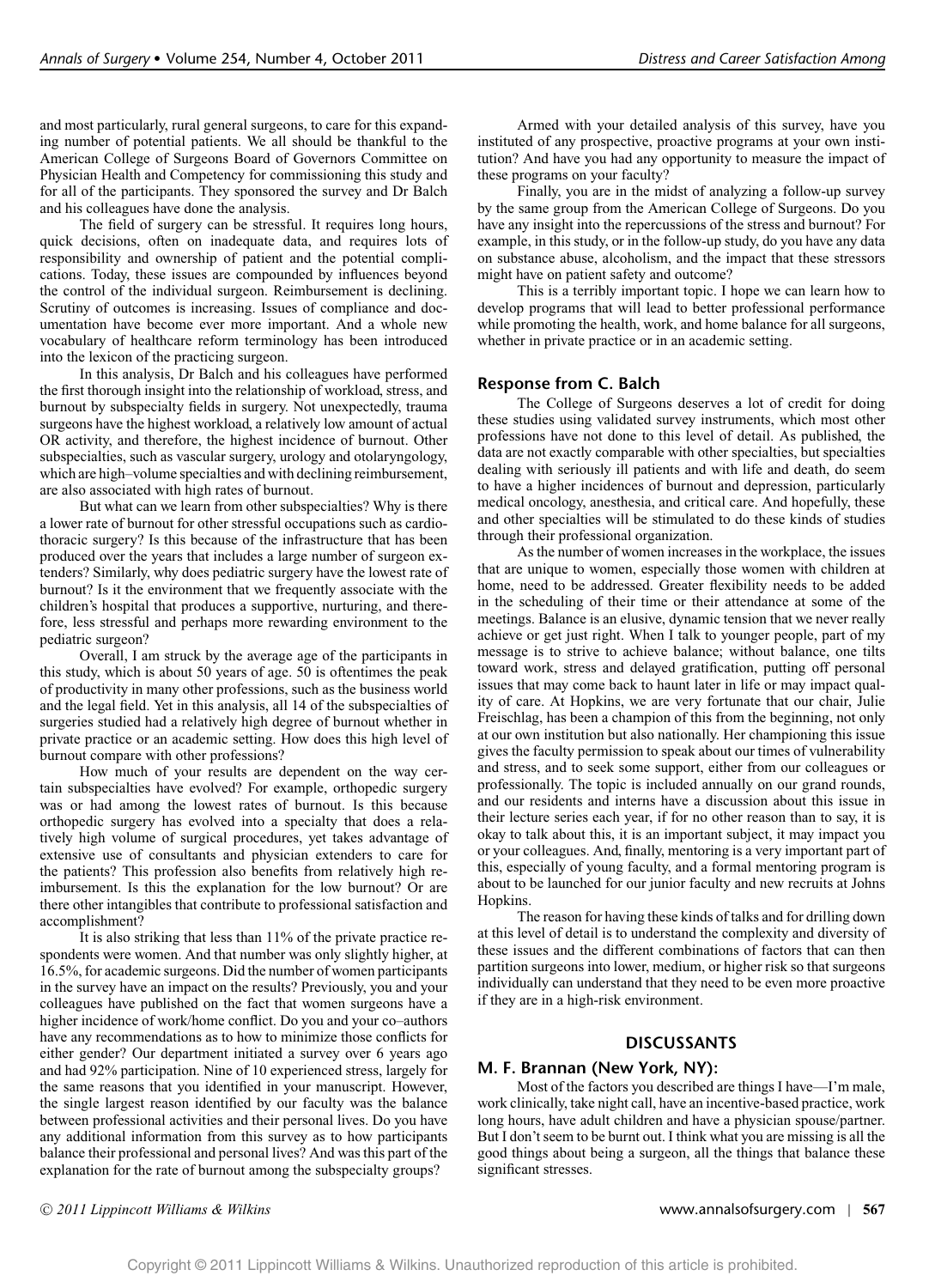and most particularly, rural general surgeons, to care for this expanding number of potential patients. We all should be thankful to the American College of Surgeons Board of Governors Committee on Physician Health and Competency for commissioning this study and for all of the participants. They sponsored the survey and Dr Balch and his colleagues have done the analysis.

The field of surgery can be stressful. It requires long hours, quick decisions, often on inadequate data, and requires lots of responsibility and ownership of patient and the potential complications. Today, these issues are compounded by influences beyond the control of the individual surgeon. Reimbursement is declining. Scrutiny of outcomes is increasing. Issues of compliance and documentation have become ever more important. And a whole new vocabulary of healthcare reform terminology has been introduced into the lexicon of the practicing surgeon.

In this analysis, Dr Balch and his colleagues have performed the first thorough insight into the relationship of workload, stress, and burnout by subspecialty fields in surgery. Not unexpectedly, trauma surgeons have the highest workload, a relatively low amount of actual OR activity, and therefore, the highest incidence of burnout. Other subspecialties, such as vascular surgery, urology and otolaryngology, which are high–volume specialties and with declining reimbursement, are also associated with high rates of burnout.

But what can we learn from other subspecialties? Why is there a lower rate of burnout for other stressful occupations such as cardiothoracic surgery? Is this because of the infrastructure that has been produced over the years that includes a large number of surgeon extenders? Similarly, why does pediatric surgery have the lowest rate of burnout? Is it the environment that we frequently associate with the children's hospital that produces a supportive, nurturing, and therefore, less stressful and perhaps more rewarding environment to the pediatric surgeon?

Overall, I am struck by the average age of the participants in this study, which is about 50 years of age. 50 is oftentimes the peak of productivity in many other professions, such as the business world and the legal field. Yet in this analysis, all 14 of the subspecialties of surgeries studied had a relatively high degree of burnout whether in private practice or an academic setting. How does this high level of burnout compare with other professions?

How much of your results are dependent on the way certain subspecialties have evolved? For example, orthopedic surgery was or had among the lowest rates of burnout. Is this because orthopedic surgery has evolved into a specialty that does a relatively high volume of surgical procedures, yet takes advantage of extensive use of consultants and physician extenders to care for the patients? This profession also benefits from relatively high reimbursement. Is this the explanation for the low burnout? Or are there other intangibles that contribute to professional satisfaction and accomplishment?

It is also striking that less than 11% of the private practice respondents were women. And that number was only slightly higher, at 16.5%, for academic surgeons. Did the number of women participants in the survey have an impact on the results? Previously, you and your colleagues have published on the fact that women surgeons have a higher incidence of work/home conflict. Do you and your co–authors have any recommendations as to how to minimize those conflicts for either gender? Our department initiated a survey over 6 years ago and had 92% participation. Nine of 10 experienced stress, largely for the same reasons that you identified in your manuscript. However, the single largest reason identified by our faculty was the balance between professional activities and their personal lives. Do you have any additional information from this survey as to how participants balance their professional and personal lives? And was this part of the explanation for the rate of burnout among the subspecialty groups?

Armed with your detailed analysis of this survey, have you instituted of any prospective, proactive programs at your own institution? And have you had any opportunity to measure the impact of these programs on your faculty?

Finally, you are in the midst of analyzing a follow-up survey by the same group from the American College of Surgeons. Do you have any insight into the repercussions of the stress and burnout? For example, in this study, or in the follow-up study, do you have any data on substance abuse, alcoholism, and the impact that these stressors might have on patient safety and outcome?

This is a terribly important topic. I hope we can learn how to develop programs that will lead to better professional performance while promoting the health, work, and home balance for all surgeons, whether in private practice or in an academic setting.

## Response from C. Balch

The College of Surgeons deserves a lot of credit for doing these studies using validated survey instruments, which most other professions have not done to this level of detail. As published, the data are not exactly comparable with other specialties, but specialties dealing with seriously ill patients and with life and death, do seem to have a higher incidences of burnout and depression, particularly medical oncology, anesthesia, and critical care. And hopefully, these and other specialties will be stimulated to do these kinds of studies through their professional organization.

As the number of women increases in the workplace, the issues that are unique to women, especially those women with children at home, need to be addressed. Greater flexibility needs to be added in the scheduling of their time or their attendance at some of the meetings. Balance is an elusive, dynamic tension that we never really achieve or get just right. When I talk to younger people, part of my message is to strive to achieve balance; without balance, one tilts toward work, stress and delayed gratification, putting off personal issues that may come back to haunt later in life or may impact quality of care. At Hopkins, we are very fortunate that our chair, Julie Freischlag, has been a champion of this from the beginning, not only at our own institution but also nationally. Her championing this issue gives the faculty permission to speak about our times of vulnerability and stress, and to seek some support, either from our colleagues or professionally. The topic is included annually on our grand rounds, and our residents and interns have a discussion about this issue in their lecture series each year, if for no other reason than to say, it is okay to talk about this, it is an important subject, it may impact you or your colleagues. And, finally, mentoring is a very important part of this, especially of young faculty, and a formal mentoring program is about to be launched for our junior faculty and new recruits at Johns Hopkins.

The reason for having these kinds of talks and for drilling down at this level of detail is to understand the complexity and diversity of these issues and the different combinations of factors that can then partition surgeons into lower, medium, or higher risk so that surgeons individually can understand that they need to be even more proactive if they are in a high-risk environment.

# DISCUSSANTS

## M. F. Brannan (New York, NY):

Most of the factors you described are things I have—I'm male, work clinically, take night call, have an incentive-based practice, work long hours, have adult children and have a physician spouse/partner. But I don't seem to be burnt out. I think what you are missing is all the good things about being a surgeon, all the things that balance these significant stresses.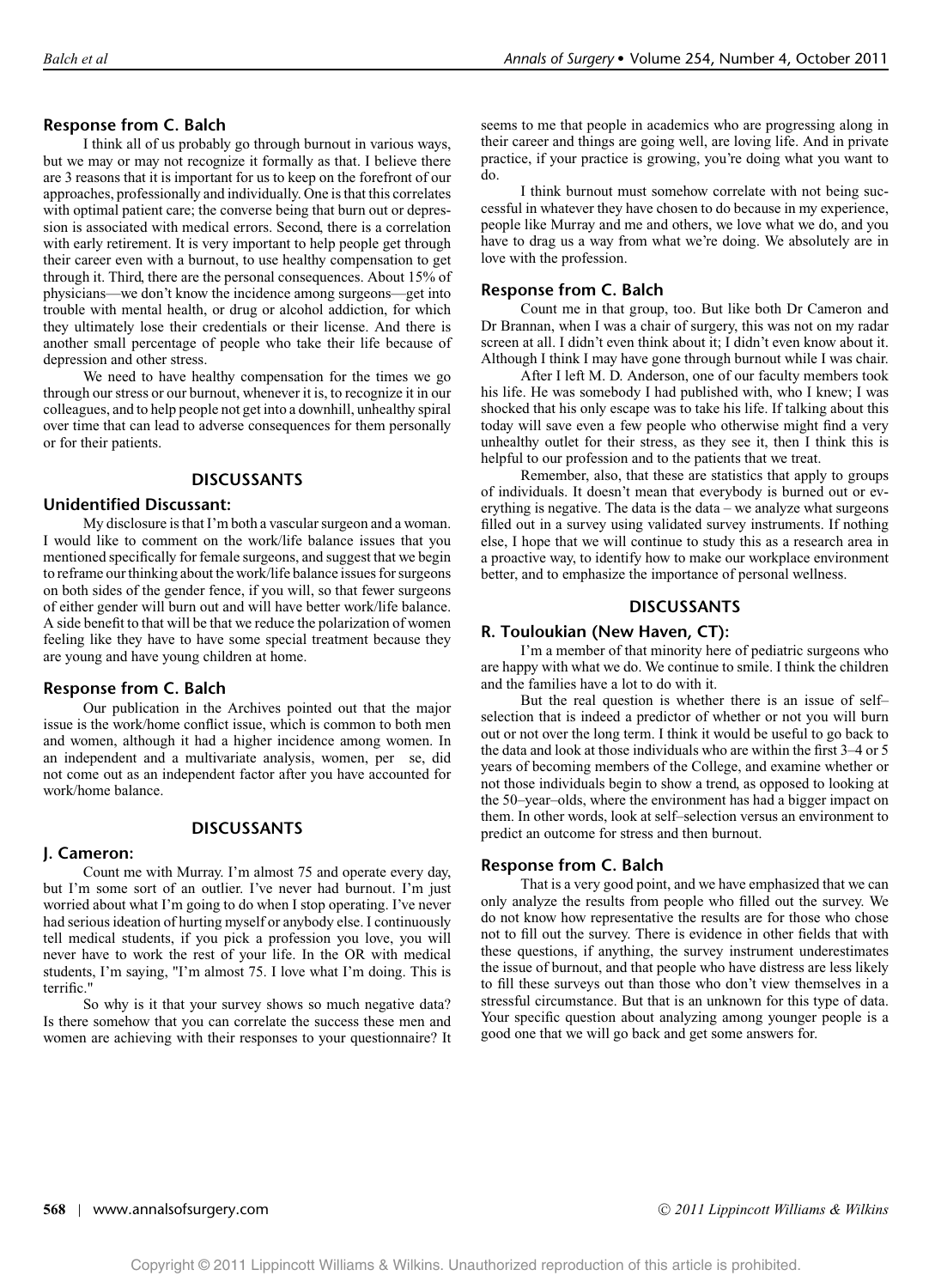### Response from C. Balch

I think all of us probably go through burnout in various ways, but we may or may not recognize it formally as that. I believe there are 3 reasons that it is important for us to keep on the forefront of our approaches, professionally and individually. One is that this correlates with optimal patient care; the converse being that burn out or depression is associated with medical errors. Second, there is a correlation with early retirement. It is very important to help people get through their career even with a burnout, to use healthy compensation to get through it. Third, there are the personal consequences. About 15% of physicians—we don't know the incidence among surgeons—get into trouble with mental health, or drug or alcohol addiction, for which they ultimately lose their credentials or their license. And there is another small percentage of people who take their life because of depression and other stress.

We need to have healthy compensation for the times we go through our stress or our burnout, whenever it is, to recognize it in our colleagues, and to help people not get into a downhill, unhealthy spiral over time that can lead to adverse consequences for them personally or for their patients.

## DISCUSSANTS

### Unidentified Discussant:

My disclosure is that I'm both a vascular surgeon and a woman. I would like to comment on the work/life balance issues that you mentioned specifically for female surgeons, and suggest that we begin to reframe our thinking about the work/life balance issues for surgeons on both sides of the gender fence, if you will, so that fewer surgeons of either gender will burn out and will have better work/life balance. A side benefit to that will be that we reduce the polarization of women feeling like they have to have some special treatment because they are young and have young children at home.

### Response from C. Balch

Our publication in the Archives pointed out that the major issue is the work/home conflict issue, which is common to both men and women, although it had a higher incidence among women. In an independent and a multivariate analysis, women, per se, did not come out as an independent factor after you have accounted for work/home balance.

## DISCUSSANTS

### J. Cameron:

Count me with Murray. I'm almost 75 and operate every day, but I'm some sort of an outlier. I've never had burnout. I'm just worried about what I'm going to do when I stop operating. I've never had serious ideation of hurting myself or anybody else. I continuously tell medical students, if you pick a profession you love, you will never have to work the rest of your life. In the OR with medical students, I'm saying, "I'm almost 75. I love what I'm doing. This is terrific."

So why is it that your survey shows so much negative data? Is there somehow that you can correlate the success these men and women are achieving with their responses to your questionnaire? It seems to me that people in academics who are progressing along in their career and things are going well, are loving life. And in private practice, if your practice is growing, you're doing what you want to do.

I think burnout must somehow correlate with not being successful in whatever they have chosen to do because in my experience, people like Murray and me and others, we love what we do, and you have to drag us a way from what we're doing. We absolutely are in love with the profession.

### Response from C. Balch

Count me in that group, too. But like both Dr Cameron and Dr Brannan, when I was a chair of surgery, this was not on my radar screen at all. I didn't even think about it; I didn't even know about it. Although I think I may have gone through burnout while I was chair.

After I left M. D. Anderson, one of our faculty members took his life. He was somebody I had published with, who I knew; I was shocked that his only escape was to take his life. If talking about this today will save even a few people who otherwise might find a very unhealthy outlet for their stress, as they see it, then I think this is helpful to our profession and to the patients that we treat.

Remember, also, that these are statistics that apply to groups of individuals. It doesn't mean that everybody is burned out or everything is negative. The data is the data – we analyze what surgeons filled out in a survey using validated survey instruments. If nothing else, I hope that we will continue to study this as a research area in a proactive way, to identify how to make our workplace environment better, and to emphasize the importance of personal wellness.

## DISCUSSANTS

### R. Touloukian (New Haven, CT):

I'm a member of that minority here of pediatric surgeons who are happy with what we do. We continue to smile. I think the children and the families have a lot to do with it.

But the real question is whether there is an issue of self–selection that is indeed a predictor of whether or not you will burn out or not over the long term. I think it would be useful to go back to the data and look at those individuals who are within the first 3–4 or 5 years of becoming members of the College, and examine whether or not those individuals begin to show a trend, as opposed to looking at the 50–year–olds, where the environment has had a bigger impact on them. In other words, look at self–selection versus an environment to predict an outcome for stress and then burnout.

### Response from C. Balch

That is a very good point, and we have emphasized that we can only analyze the results from people who filled out the survey. We do not know how representative the results are for those who chose not to fill out the survey. There is evidence in other fields that with these questions, if anything, the survey instrument underestimates the issue of burnout, and that people who have distress are less likely to fill these surveys out than those who don't view themselves in a stressful circumstance. But that is an unknown for this type of data. Your specific question about analyzing among younger people is a good one that we will go back and get some answers for.